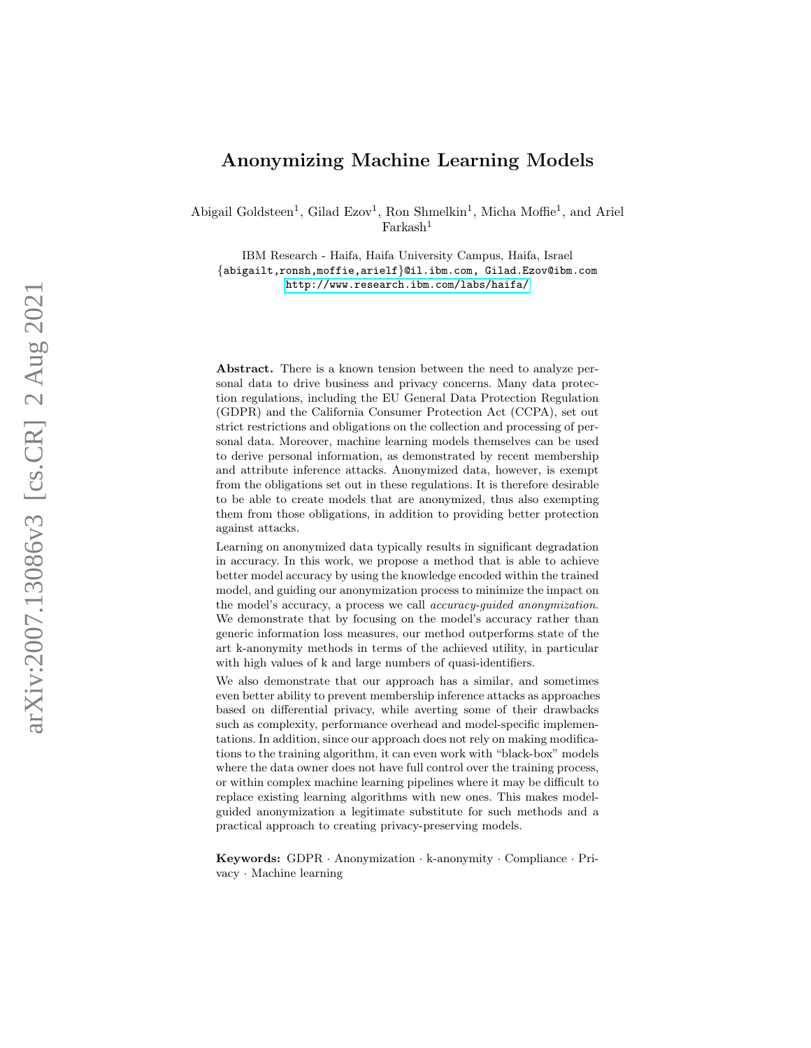# Anonymizing Machine Learning Models

Abigail Goldsteen[1], Gilad Ezov[1], Ron Shmelkin[1], Micha Moffie[1], and Ariel Farkash[1]

IBM Research - Haifa, Haifa University Campus, Haifa, Israel
{abigailt,ronsh,moffie,arielf}@il.ibm.com, Gilad.Ezov@ibm.com
http://www.research.ibm.com/labs/haifa/

**Abstract.** There is a known tension between the need to analyze personal data to drive business and privacy concerns. Many data protection regulations, including the EU General Data Protection Regulation (GDPR) and the California Consumer Protection Act (CCPA), set out strict restrictions and obligations on the collection and processing of personal data. Moreover, machine learning models themselves can be used to derive personal information, as demonstrated by recent membership and attribute inference attacks. Anonymized data, however, is exempt from the obligations set out in these regulations. It is therefore desirable to be able to create models that are anonymized, thus also exempting them from those obligations, in addition to providing better protection against attacks.

Learning on anonymized data typically results in significant degradation in accuracy. In this work, we propose a method that is able to achieve better model accuracy by using the knowledge encoded within the trained model, and guiding our anonymization process to minimize the impact on the model's accuracy, a process we call *accuracy-guided anonymization*. We demonstrate that by focusing on the model's accuracy rather than generic information loss measures, our method outperforms state of the art k-anonymity methods in terms of the achieved utility, in particular with high values of k and large numbers of quasi-identifiers.

We also demonstrate that our approach has a similar, and sometimes even better ability to prevent membership inference attacks as approaches based on differential privacy, while averting some of their drawbacks such as complexity, performance overhead and model-specific implementations. In addition, since our approach does not rely on making modifications to the training algorithm, it can even work with "black-box" models where the data owner does not have full control over the training process, or within complex machine learning pipelines where it may be difficult to replace existing learning algorithms with new ones. This makes model-guided anonymization a legitimate substitute for such methods and a practical approach to creating privacy-preserving models.

**Keywords:** GDPR · Anonymization · k-anonymity · Compliance · Privacy · Machine learning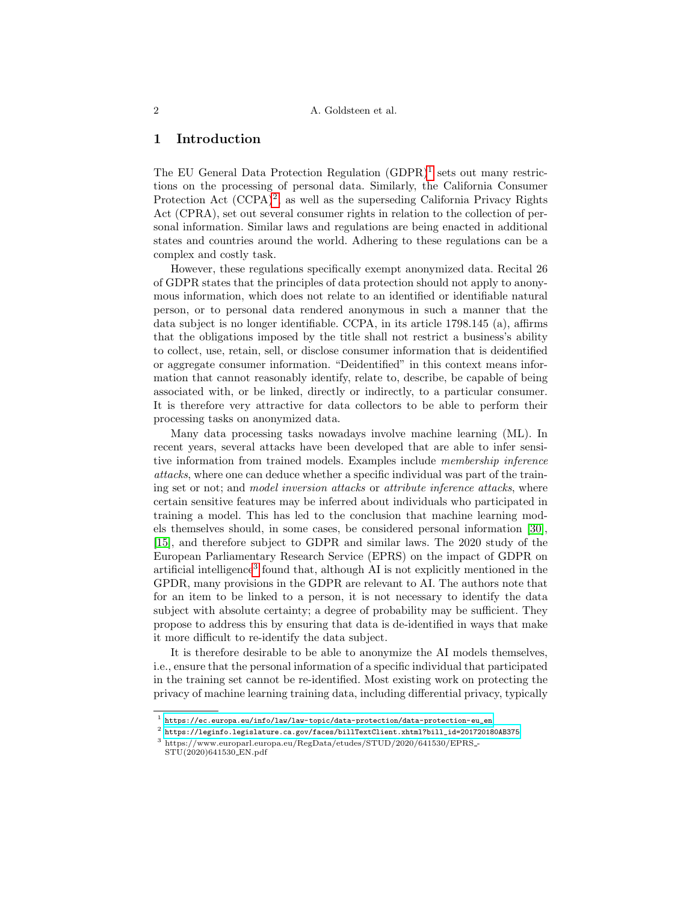## 1 Introduction

The EU General Data Protection Regulation (GDPR)[1] sets out many restrictions on the processing of personal data. Similarly, the California Consumer Protection Act (CCPA)[2], as well as the superseding California Privacy Rights Act (CPRA), set out several consumer rights in relation to the collection of personal information. Similar laws and regulations are being enacted in additional states and countries around the world. Adhering to these regulations can be a complex and costly task.

However, these regulations specifically exempt anonymized data. Recital 26 of GDPR states that the principles of data protection should not apply to anonymous information, which does not relate to an identified or identifiable natural person, or to personal data rendered anonymous in such a manner that the data subject is no longer identifiable. CCPA, in its article 1798.145 (a), affirms that the obligations imposed by the title shall not restrict a business's ability to collect, use, retain, sell, or disclose consumer information that is deidentified or aggregate consumer information. "Deidentified" in this context means information that cannot reasonably identify, relate to, describe, be capable of being associated with, or be linked, directly or indirectly, to a particular consumer. It is therefore very attractive for data collectors to be able to perform their processing tasks on anonymized data.

Many data processing tasks nowadays involve machine learning (ML). In recent years, several attacks have been developed that are able to infer sensitive information from trained models. Examples include *membership inference attacks*, where one can deduce whether a specific individual was part of the training set or not; and *model inversion attacks* or *attribute inference attacks*, where certain sensitive features may be inferred about individuals who participated in training a model. This has led to the conclusion that machine learning models themselves should, in some cases, be considered personal information [30], [15], and therefore subject to GDPR and similar laws. The 2020 study of the European Parliamentary Research Service (EPRS) on the impact of GDPR on artificial intelligence[3] found that, although AI is not explicitly mentioned in the GPDR, many provisions in the GDPR are relevant to AI. The authors note that for an item to be linked to a person, it is not necessary to identify the data subject with absolute certainty; a degree of probability may be sufficient. They propose to address this by ensuring that data is de-identified in ways that make it more difficult to re-identify the data subject.

It is therefore desirable to be able to anonymize the AI models themselves, i.e., ensure that the personal information of a specific individual that participated in the training set cannot be re-identified. Most existing work on protecting the privacy of machine learning training data, including differential privacy, typically

---

[1] https://ec.europa.eu/info/law/law-topic/data-protection/data-protection-eu_en

[2] https://leginfo.legislature.ca.gov/faces/billTextClient.xhtml?bill_id=201720180AB375

[3] https://www.europarl.europa.eu/RegData/etudes/STUD/2020/641530/EPRS_STU(2020)641530_EN.pdf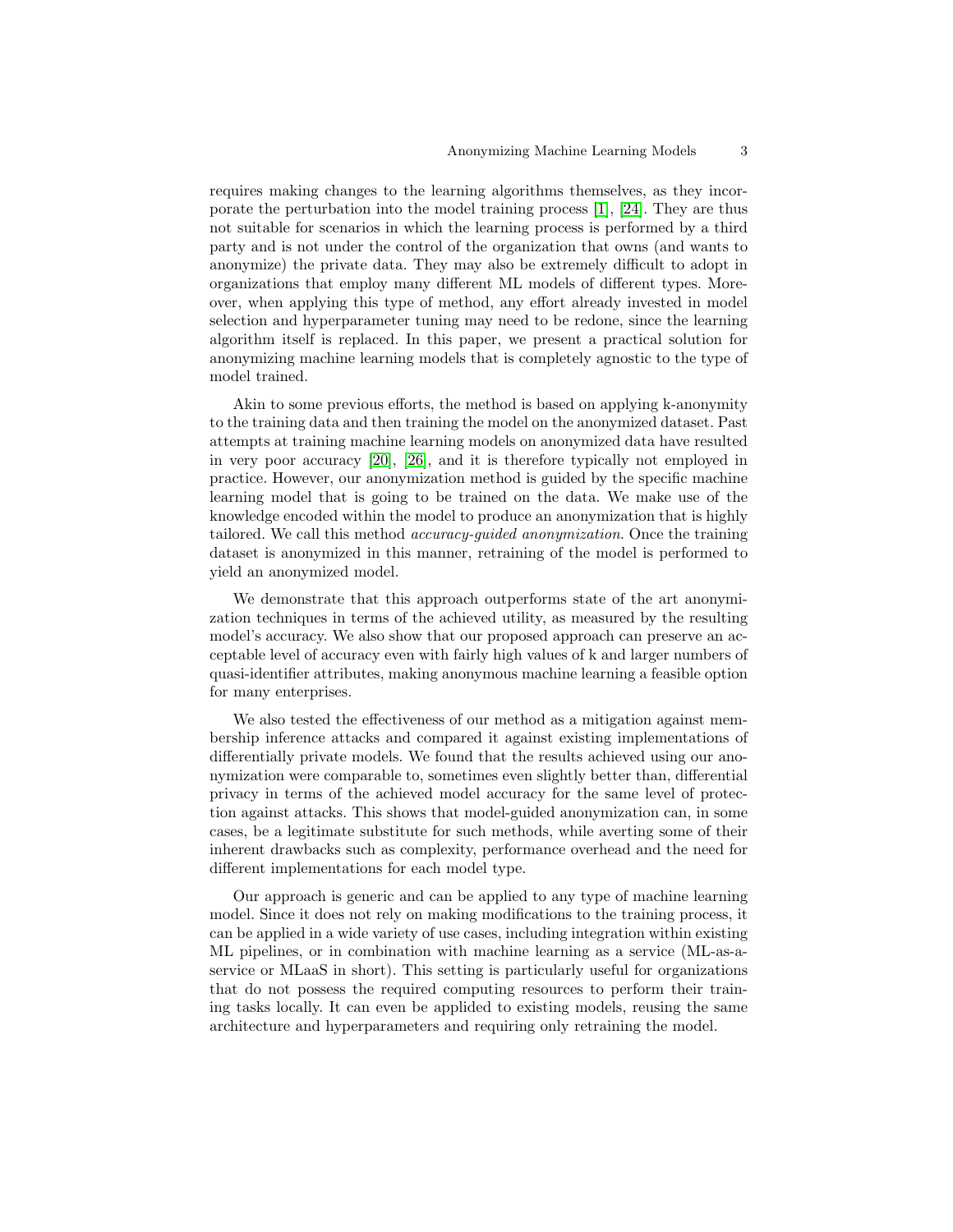requires making changes to the learning algorithms themselves, as they incorporate the perturbation into the model training process [1], [24]. They are thus not suitable for scenarios in which the learning process is performed by a third party and is not under the control of the organization that owns (and wants to anonymize) the private data. They may also be extremely difficult to adopt in organizations that employ many different ML models of different types. Moreover, when applying this type of method, any effort already invested in model selection and hyperparameter tuning may need to be redone, since the learning algorithm itself is replaced. In this paper, we present a practical solution for anonymizing machine learning models that is completely agnostic to the type of model trained.

Akin to some previous efforts, the method is based on applying k-anonymity to the training data and then training the model on the anonymized dataset. Past attempts at training machine learning models on anonymized data have resulted in very poor accuracy [20], [26], and it is therefore typically not employed in practice. However, our anonymization method is guided by the specific machine learning model that is going to be trained on the data. We make use of the knowledge encoded within the model to produce an anonymization that is highly tailored. We call this method *accuracy-guided anonymization*. Once the training dataset is anonymized in this manner, retraining of the model is performed to yield an anonymized model.

We demonstrate that this approach outperforms state of the art anonymization techniques in terms of the achieved utility, as measured by the resulting model's accuracy. We also show that our proposed approach can preserve an acceptable level of accuracy even with fairly high values of k and larger numbers of quasi-identifier attributes, making anonymous machine learning a feasible option for many enterprises.

We also tested the effectiveness of our method as a mitigation against membership inference attacks and compared it against existing implementations of differentially private models. We found that the results achieved using our anonymization were comparable to, sometimes even slightly better than, differential privacy in terms of the achieved model accuracy for the same level of protection against attacks. This shows that model-guided anonymization can, in some cases, be a legitimate substitute for such methods, while averting some of their inherent drawbacks such as complexity, performance overhead and the need for different implementations for each model type.

Our approach is generic and can be applied to any type of machine learning model. Since it does not rely on making modifications to the training process, it can be applied in a wide variety of use cases, including integration within existing ML pipelines, or in combination with machine learning as a service (ML-as-a-service or MLaaS in short). This setting is particularly useful for organizations that do not possess the required computing resources to perform their training tasks locally. It can even be applided to existing models, reusing the same architecture and hyperparameters and requiring only retraining the model.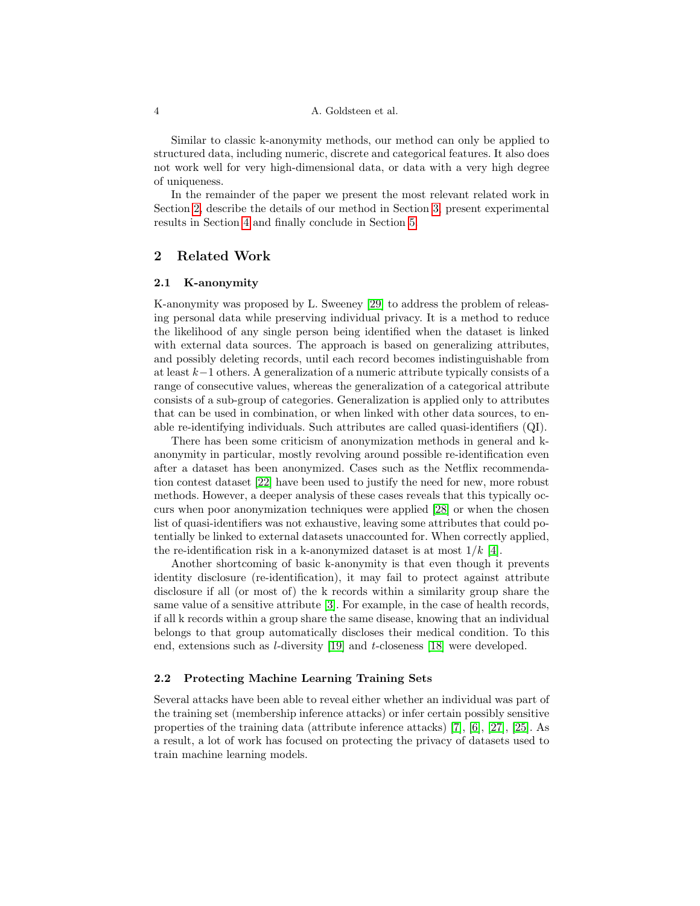Similar to classic k-anonymity methods, our method can only be applied to structured data, including numeric, discrete and categorical features. It also does not work well for very high-dimensional data, or data with a very high degree of uniqueness.

In the remainder of the paper we present the most relevant related work in Section 2, describe the details of our method in Section 3, present experimental results in Section 4 and finally conclude in Section 5.

## 2 Related Work

### 2.1 K-anonymity

K-anonymity was proposed by L. Sweeney [29] to address the problem of releasing personal data while preserving individual privacy. It is a method to reduce the likelihood of any single person being identified when the dataset is linked with external data sources. The approach is based on generalizing attributes, and possibly deleting records, until each record becomes indistinguishable from at least $k-1$ others. A generalization of a numeric attribute typically consists of a range of consecutive values, whereas the generalization of a categorical attribute consists of a sub-group of categories. Generalization is applied only to attributes that can be used in combination, or when linked with other data sources, to enable re-identifying individuals. Such attributes are called quasi-identifiers (QI).

There has been some criticism of anonymization methods in general and k-anonymity in particular, mostly revolving around possible re-identification even after a dataset has been anonymized. Cases such as the Netflix recommendation contest dataset [22] have been used to justify the need for new, more robust methods. However, a deeper analysis of these cases reveals that this typically occurs when poor anonymization techniques were applied [28] or when the chosen list of quasi-identifiers was not exhaustive, leaving some attributes that could potentially be linked to external datasets unaccounted for. When correctly applied, the re-identification risk in a k-anonymized dataset is at most $1/k$ [4].

Another shortcoming of basic k-anonymity is that even though it prevents identity disclosure (re-identification), it may fail to protect against attribute disclosure if all (or most of) the k records within a similarity group share the same value of a sensitive attribute [3]. For example, in the case of health records, if all k records within a group share the same disease, knowing that an individual belongs to that group automatically discloses their medical condition. To this end, extensions such as $l$-diversity [19] and $t$-closeness [18] were developed.

### 2.2 Protecting Machine Learning Training Sets

Several attacks have been able to reveal either whether an individual was part of the training set (membership inference attacks) or infer certain possibly sensitive properties of the training data (attribute inference attacks) [7], [6], [27], [25]. As a result, a lot of work has focused on protecting the privacy of datasets used to train machine learning models.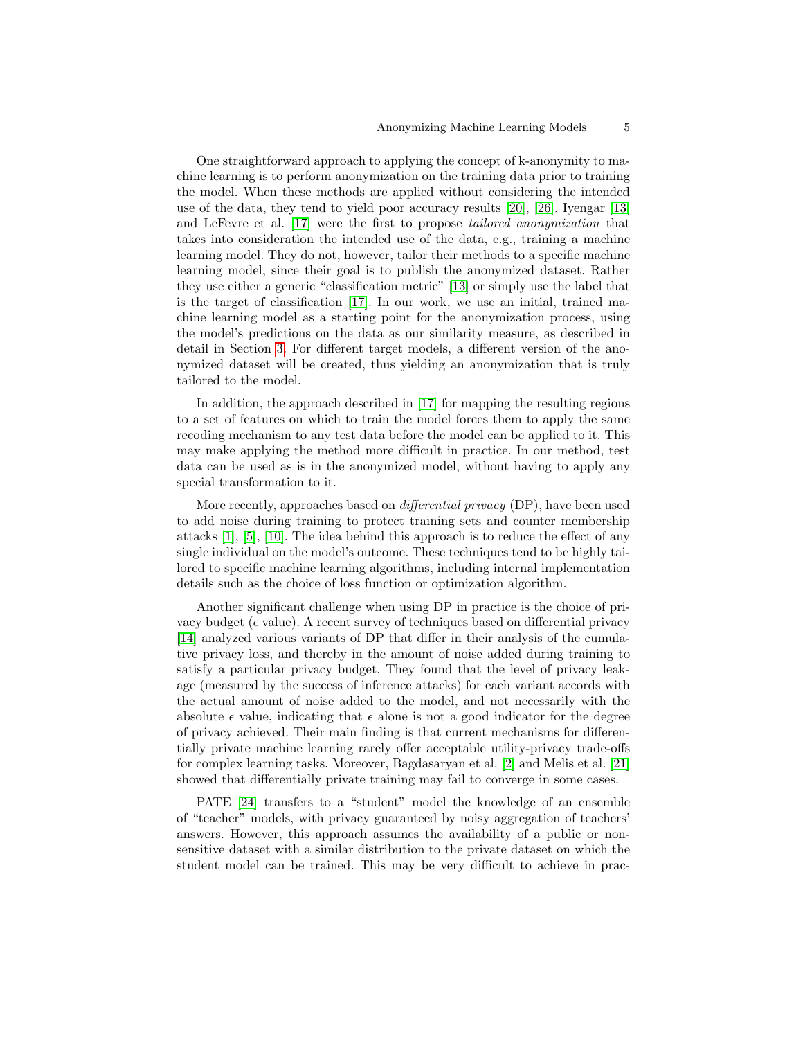One straightforward approach to applying the concept of k-anonymity to machine learning is to perform anonymization on the training data prior to training the model. When these methods are applied without considering the intended use of the data, they tend to yield poor accuracy results [20], [26]. Iyengar [13] and LeFevre et al. [17] were the first to propose *tailored anonymization* that takes into consideration the intended use of the data, e.g., training a machine learning model. They do not, however, tailor their methods to a specific machine learning model, since their goal is to publish the anonymized dataset. Rather they use either a generic "classification metric" [13] or simply use the label that is the target of classification [17]. In our work, we use an initial, trained machine learning model as a starting point for the anonymization process, using the model's predictions on the data as our similarity measure, as described in detail in Section 3. For different target models, a different version of the anonymized dataset will be created, thus yielding an anonymization that is truly tailored to the model.

In addition, the approach described in [17] for mapping the resulting regions to a set of features on which to train the model forces them to apply the same recoding mechanism to any test data before the model can be applied to it. This may make applying the method more difficult in practice. In our method, test data can be used as is in the anonymized model, without having to apply any special transformation to it.

More recently, approaches based on *differential privacy* (DP), have been used to add noise during training to protect training sets and counter membership attacks [1], [5], [10]. The idea behind this approach is to reduce the effect of any single individual on the model's outcome. These techniques tend to be highly tailored to specific machine learning algorithms, including internal implementation details such as the choice of loss function or optimization algorithm.

Another significant challenge when using DP in practice is the choice of privacy budget ($\epsilon$ value). A recent survey of techniques based on differential privacy [14] analyzed various variants of DP that differ in their analysis of the cumulative privacy loss, and thereby in the amount of noise added during training to satisfy a particular privacy budget. They found that the level of privacy leakage (measured by the success of inference attacks) for each variant accords with the actual amount of noise added to the model, and not necessarily with the absolute $\epsilon$ value, indicating that $\epsilon$ alone is not a good indicator for the degree of privacy achieved. Their main finding is that current mechanisms for differentially private machine learning rarely offer acceptable utility-privacy trade-offs for complex learning tasks. Moreover, Bagdasaryan et al. [2] and Melis et al. [21] showed that differentially private training may fail to converge in some cases.

PATE [24] transfers to a "student" model the knowledge of an ensemble of "teacher" models, with privacy guaranteed by noisy aggregation of teachers' answers. However, this approach assumes the availability of a public or non-sensitive dataset with a similar distribution to the private dataset on which the student model can be trained. This may be very difficult to achieve in prac-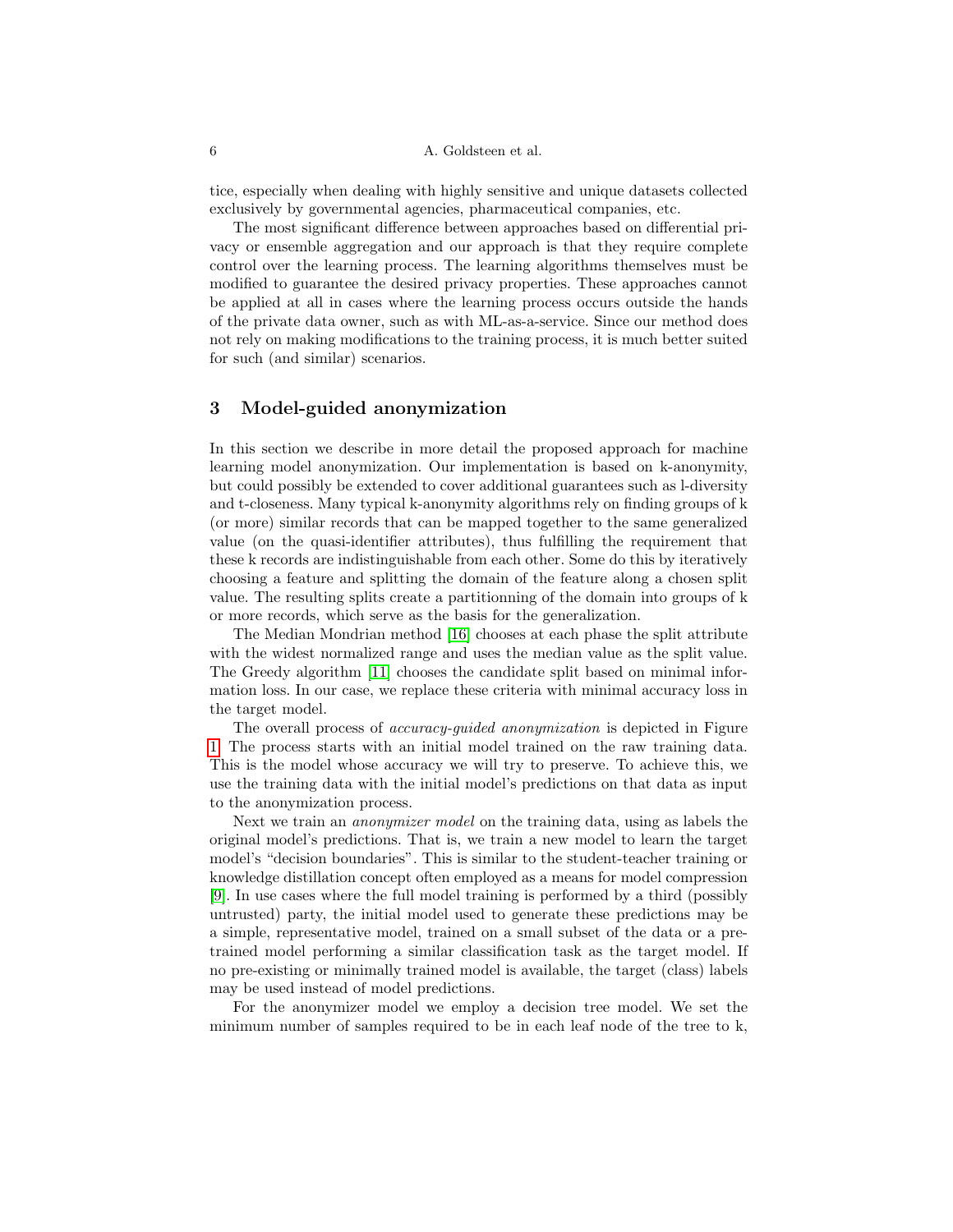tice, especially when dealing with highly sensitive and unique datasets collected exclusively by governmental agencies, pharmaceutical companies, etc.

The most significant difference between approaches based on differential privacy or ensemble aggregation and our approach is that they require complete control over the learning process. The learning algorithms themselves must be modified to guarantee the desired privacy properties. These approaches cannot be applied at all in cases where the learning process occurs outside the hands of the private data owner, such as with ML-as-a-service. Since our method does not rely on making modifications to the training process, it is much better suited for such (and similar) scenarios.

## 3 Model-guided anonymization

In this section we describe in more detail the proposed approach for machine learning model anonymization. Our implementation is based on k-anonymity, but could possibly be extended to cover additional guarantees such as l-diversity and t-closeness. Many typical k-anonymity algorithms rely on finding groups of k (or more) similar records that can be mapped together to the same generalized value (on the quasi-identifier attributes), thus fulfilling the requirement that these k records are indistinguishable from each other. Some do this by iteratively choosing a feature and splitting the domain of the feature along a chosen split value. The resulting splits create a partitionning of the domain into groups of k or more records, which serve as the basis for the generalization.

The Median Mondrian method [16] chooses at each phase the split attribute with the widest normalized range and uses the median value as the split value. The Greedy algorithm [11] chooses the candidate split based on minimal information loss. In our case, we replace these criteria with minimal accuracy loss in the target model.

The overall process of *accuracy-guided anonymization* is depicted in Figure 1. The process starts with an initial model trained on the raw training data. This is the model whose accuracy we will try to preserve. To achieve this, we use the training data with the initial model's predictions on that data as input to the anonymization process.

Next we train an *anonymizer model* on the training data, using as labels the original model's predictions. That is, we train a new model to learn the target model's "decision boundaries". This is similar to the student-teacher training or knowledge distillation concept often employed as a means for model compression [9]. In use cases where the full model training is performed by a third (possibly untrusted) party, the initial model used to generate these predictions may be a simple, representative model, trained on a small subset of the data or a pre-trained model performing a similar classification task as the target model. If no pre-existing or minimally trained model is available, the target (class) labels may be used instead of model predictions.

For the anonymizer model we employ a decision tree model. We set the minimum number of samples required to be in each leaf node of the tree to k,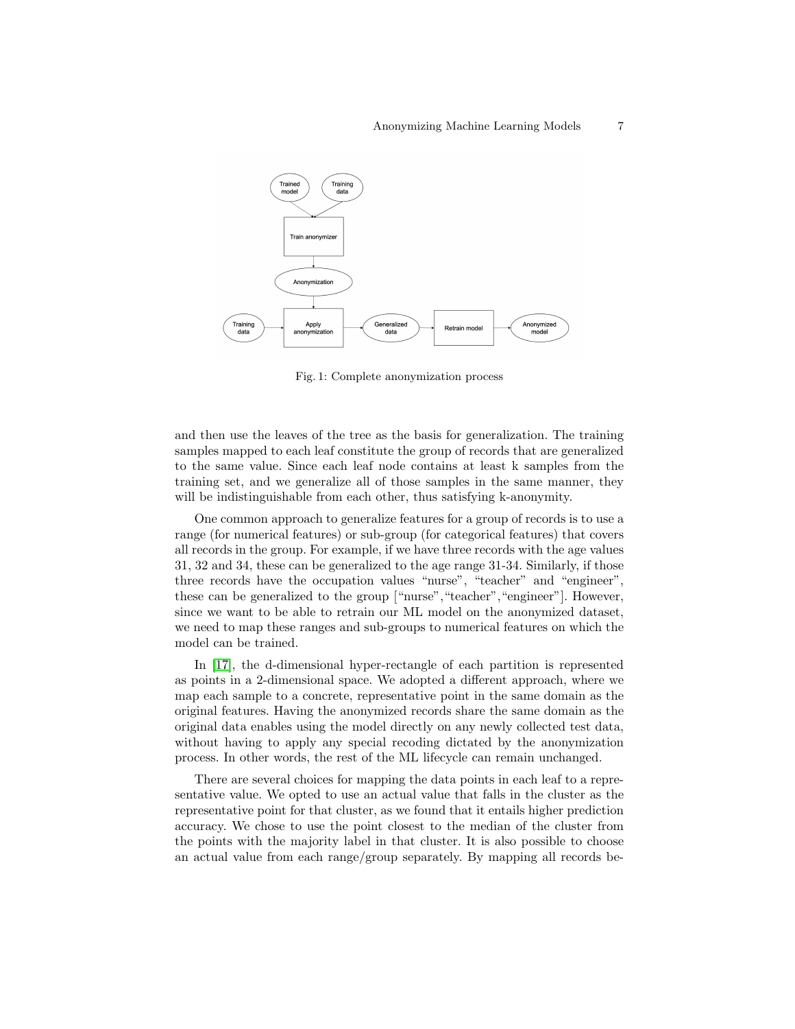Fig. 1: Complete anonymization process

and then use the leaves of the tree as the basis for generalization. The training samples mapped to each leaf constitute the group of records that are generalized to the same value. Since each leaf node contains at least k samples from the training set, and we generalize all of those samples in the same manner, they will be indistinguishable from each other, thus satisfying k-anonymity.

One common approach to generalize features for a group of records is to use a range (for numerical features) or sub-group (for categorical features) that covers all records in the group. For example, if we have three records with the age values 31, 32 and 34, these can be generalized to the age range 31-34. Similarly, if those three records have the occupation values "nurse", "teacher" and "engineer", these can be generalized to the group ["nurse","teacher","engineer"]. However, since we want to be able to retrain our ML model on the anonymized dataset, we need to map these ranges and sub-groups to numerical features on which the model can be trained.

In [17], the d-dimensional hyper-rectangle of each partition is represented as points in a 2-dimensional space. We adopted a different approach, where we map each sample to a concrete, representative point in the same domain as the original features. Having the anonymized records share the same domain as the original data enables using the model directly on any newly collected test data, without having to apply any special recoding dictated by the anonymization process. In other words, the rest of the ML lifecycle can remain unchanged.

There are several choices for mapping the data points in each leaf to a representative value. We opted to use an actual value that falls in the cluster as the representative point for that cluster, as we found that it entails higher prediction accuracy. We chose to use the point closest to the median of the cluster from the points with the majority label in that cluster. It is also possible to choose an actual value from each range/group separately. By mapping all records be-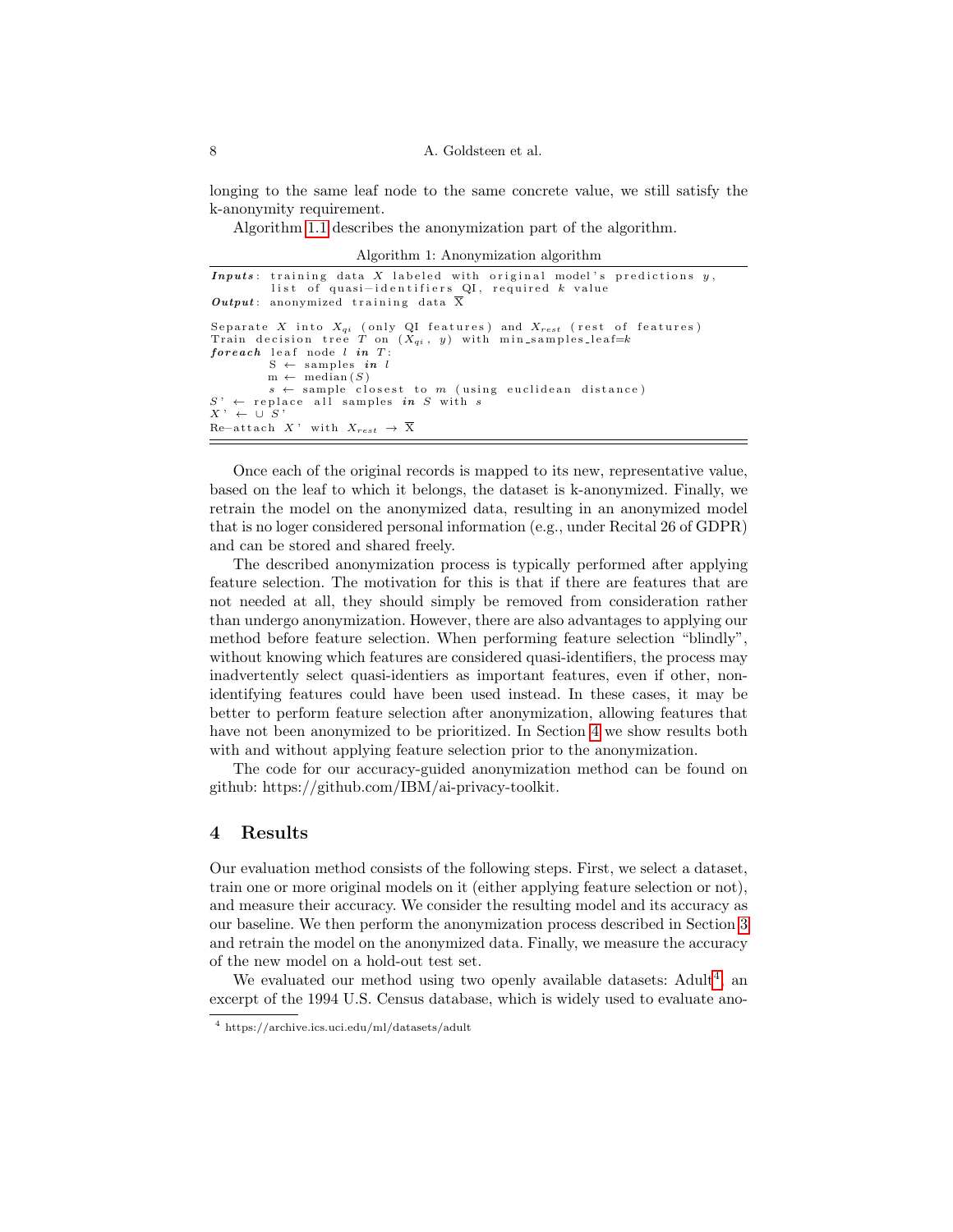longing to the same leaf node to the same concrete value, we still satisfy the k-anonymity requirement.

Algorithm 1.1 describes the anonymization part of the algorithm.

Algorithm 1: Anonymization algorithm

```
Inputs: training data X labeled with original model's predictions y,
        list of quasi-identifiers QI, required k value
Output: anonymized training data X̄

Separate X into X_qi (only QI features) and X_rest (rest of features)
Train decision tree T on (X_qi, y) with min_samples_leaf=k
foreach leaf node l in T:
        S ← samples in l
        m ← median(S)
        s ← sample closest to m (using euclidean distance)
S' ← replace all samples in S with s
X' ← ∪ S'
Re-attach X' with X_rest → X̄
```

Once each of the original records is mapped to its new, representative value, based on the leaf to which it belongs, the dataset is k-anonymized. Finally, we retrain the model on the anonymized data, resulting in an anonymized model that is no loger considered personal information (e.g., under Recital 26 of GDPR) and can be stored and shared freely.

The described anonymization process is typically performed after applying feature selection. The motivation for this is that if there are features that are not needed at all, they should simply be removed from consideration rather than undergo anonymization. However, there are also advantages to applying our method before feature selection. When performing feature selection "blindly", without knowing which features are considered quasi-identifiers, the process may inadvertently select quasi-identiers as important features, even if other, non-identifying features could have been used instead. In these cases, it may be better to perform feature selection after anonymization, allowing features that have not been anonymized to be prioritized. In Section 4 we show results both with and without applying feature selection prior to the anonymization.

The code for our accuracy-guided anonymization method can be found on github: https://github.com/IBM/ai-privacy-toolkit.

## 4 Results

Our evaluation method consists of the following steps. First, we select a dataset, train one or more original models on it (either applying feature selection or not), and measure their accuracy. We consider the resulting model and its accuracy as our baseline. We then perform the anonymization process described in Section 3 and retrain the model on the anonymized data. Finally, we measure the accuracy of the new model on a hold-out test set.

We evaluated our method using two openly available datasets: Adult[4], an excerpt of the 1994 U.S. Census database, which is widely used to evaluate ano-

[4] https://archive.ics.uci.edu/ml/datasets/adult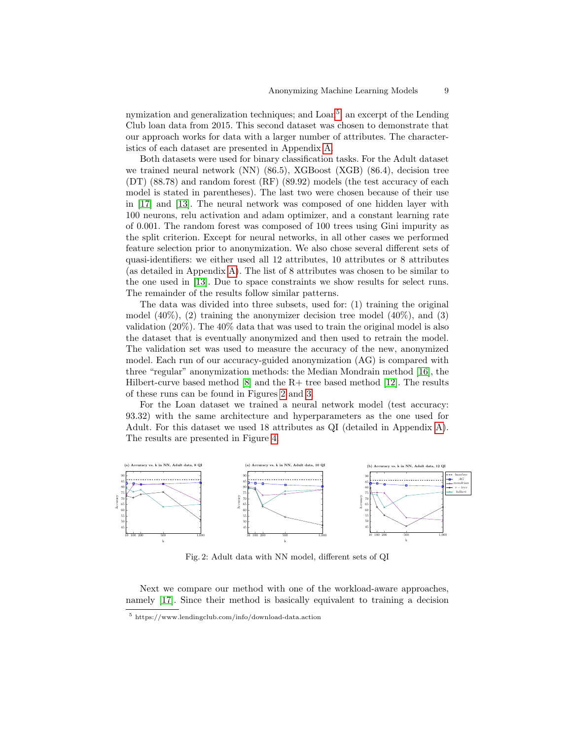nymization and generalization techniques; and Loan[5], an excerpt of the Lending Club loan data from 2015. This second dataset was chosen to demonstrate that our approach works for data with a larger number of attributes. The characteristics of each dataset are presented in Appendix A.

Both datasets were used for binary classification tasks. For the Adult dataset we trained neural network (NN) (86.5), XGBoost (XGB) (86.4), decision tree (DT) (88.78) and random forest (RF) (89.92) models (the test accuracy of each model is stated in parentheses). The last two were chosen because of their use in [17] and [13]. The neural network was composed of one hidden layer with 100 neurons, relu activation and adam optimizer, and a constant learning rate of 0.001. The random forest was composed of 100 trees using Gini impurity as the split criterion. Except for neural networks, in all other cases we performed feature selection prior to anonymization. We also chose several different sets of quasi-identifiers: we either used all 12 attributes, 10 attributes or 8 attributes (as detailed in Appendix A). The list of 8 attributes was chosen to be similar to the one used in [13]. Due to space constraints we show results for select runs. The remainder of the results follow similar patterns.

The data was divided into three subsets, used for: (1) training the original model (40%), (2) training the anonymizer decision tree model (40%), and (3) validation (20%). The 40% data that was used to train the original model is also the dataset that is eventually anonymized and then used to retrain the model. The validation set was used to measure the accuracy of the new, anonymized model. Each run of our accuracy-guided anonymization (AG) is compared with three "regular" anonymization methods: the Median Mondrain method [16], the Hilbert-curve based method [8] and the R+ tree based method [12]. The results of these runs can be found in Figures 2 and 3.

For the Loan dataset we trained a neural network model (test accuracy: 93.32) with the same architecture and hyperparameters as the one used for Adult. For this dataset we used 18 attributes as QI (detailed in Appendix A). The results are presented in Figure 4.

Fig. 2: Adult data with NN model, different sets of QI

Next we compare our method with one of the workload-aware approaches, namely [17]. Since their method is basically equivalent to training a decision

[5] https://www.lendingclub.com/info/download-data.action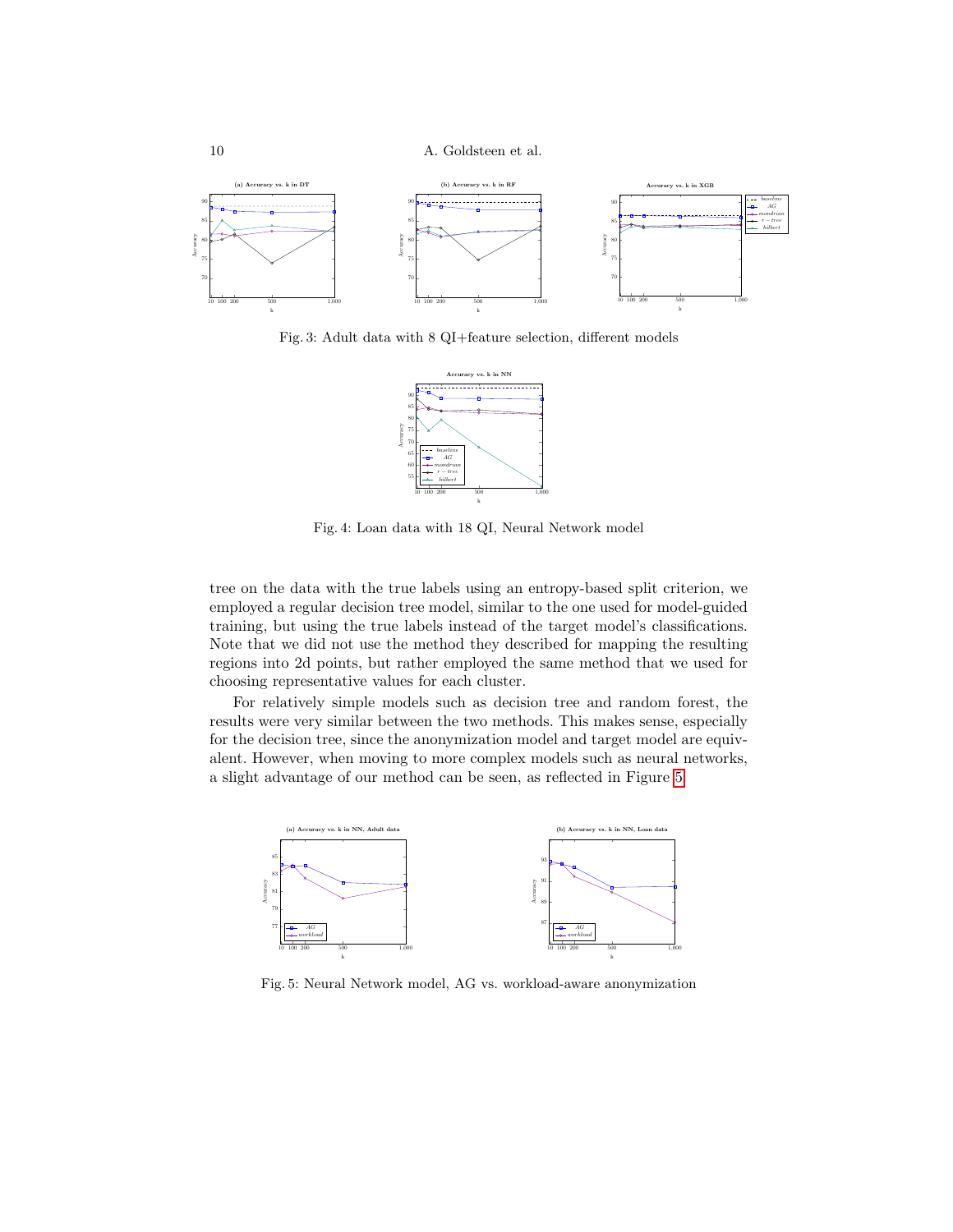Fig. 3: Adult data with 8 QI+feature selection, different models

Fig. 4: Loan data with 18 QI, Neural Network model

tree on the data with the true labels using an entropy-based split criterion, we employed a regular decision tree model, similar to the one used for model-guided training, but using the true labels instead of the target model's classifications. Note that we did not use the method they described for mapping the resulting regions into 2d points, but rather employed the same method that we used for choosing representative values for each cluster.

For relatively simple models such as decision tree and random forest, the results were very similar between the two methods. This makes sense, especially for the decision tree, since the anonymization model and target model are equivalent. However, when moving to more complex models such as neural networks, a slight advantage of our method can be seen, as reflected in Figure 5

Fig. 5: Neural Network model, AG vs. workload-aware anonymization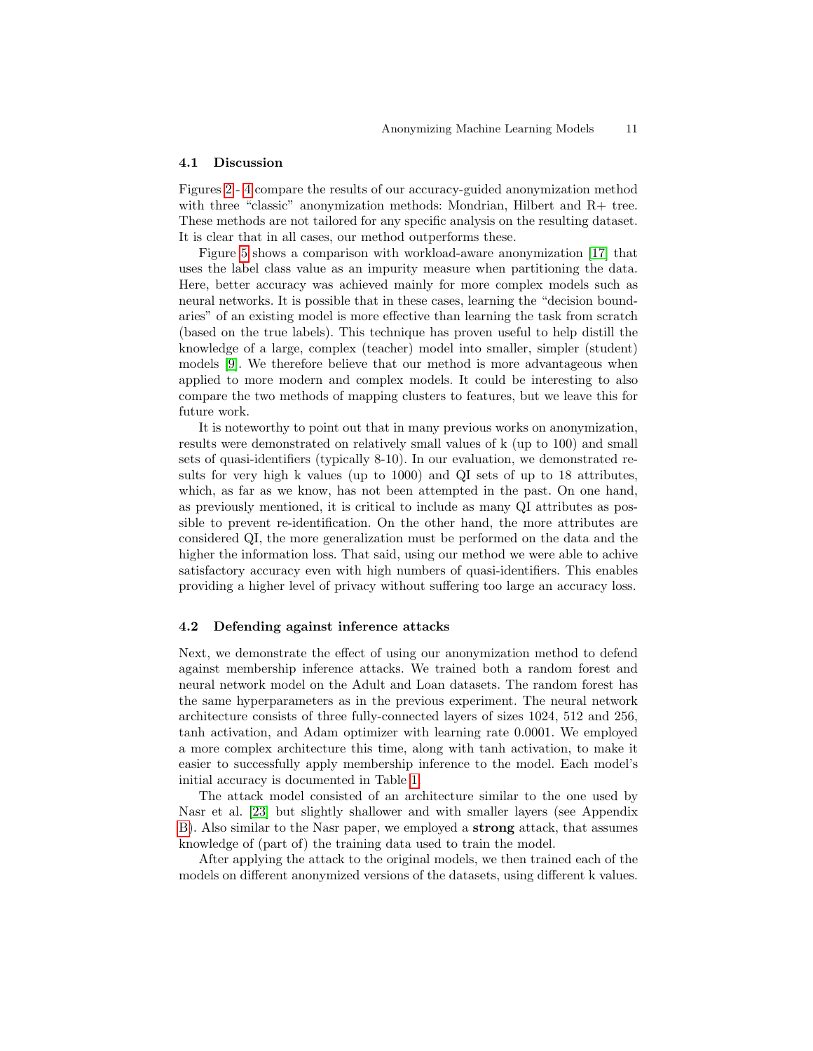### 4.1 Discussion

Figures 2 - 4 compare the results of our accuracy-guided anonymization method with three "classic" anonymization methods: Mondrian, Hilbert and R+ tree. These methods are not tailored for any specific analysis on the resulting dataset. It is clear that in all cases, our method outperforms these.

Figure 5 shows a comparison with workload-aware anonymization [17] that uses the label class value as an impurity measure when partitioning the data. Here, better accuracy was achieved mainly for more complex models such as neural networks. It is possible that in these cases, learning the "decision boundaries" of an existing model is more effective than learning the task from scratch (based on the true labels). This technique has proven useful to help distill the knowledge of a large, complex (teacher) model into smaller, simpler (student) models [9]. We therefore believe that our method is more advantageous when applied to more modern and complex models. It could be interesting to also compare the two methods of mapping clusters to features, but we leave this for future work.

It is noteworthy to point out that in many previous works on anonymization, results were demonstrated on relatively small values of k (up to 100) and small sets of quasi-identifiers (typically 8-10). In our evaluation, we demonstrated results for very high k values (up to 1000) and QI sets of up to 18 attributes, which, as far as we know, has not been attempted in the past. On one hand, as previously mentioned, it is critical to include as many QI attributes as possible to prevent re-identification. On the other hand, the more attributes are considered QI, the more generalization must be performed on the data and the higher the information loss. That said, using our method we were able to achive satisfactory accuracy even with high numbers of quasi-identifiers. This enables providing a higher level of privacy without suffering too large an accuracy loss.

### 4.2 Defending against inference attacks

Next, we demonstrate the effect of using our anonymization method to defend against membership inference attacks. We trained both a random forest and neural network model on the Adult and Loan datasets. The random forest has the same hyperparameters as in the previous experiment. The neural network architecture consists of three fully-connected layers of sizes 1024, 512 and 256, tanh activation, and Adam optimizer with learning rate 0.0001. We employed a more complex architecture this time, along with tanh activation, to make it easier to successfully apply membership inference to the model. Each model's initial accuracy is documented in Table 1.

The attack model consisted of an architecture similar to the one used by Nasr et al. [23] but slightly shallower and with smaller layers (see Appendix B). Also similar to the Nasr paper, we employed a **strong** attack, that assumes knowledge of (part of) the training data used to train the model.

After applying the attack to the original models, we then trained each of the models on different anonymized versions of the datasets, using different k values.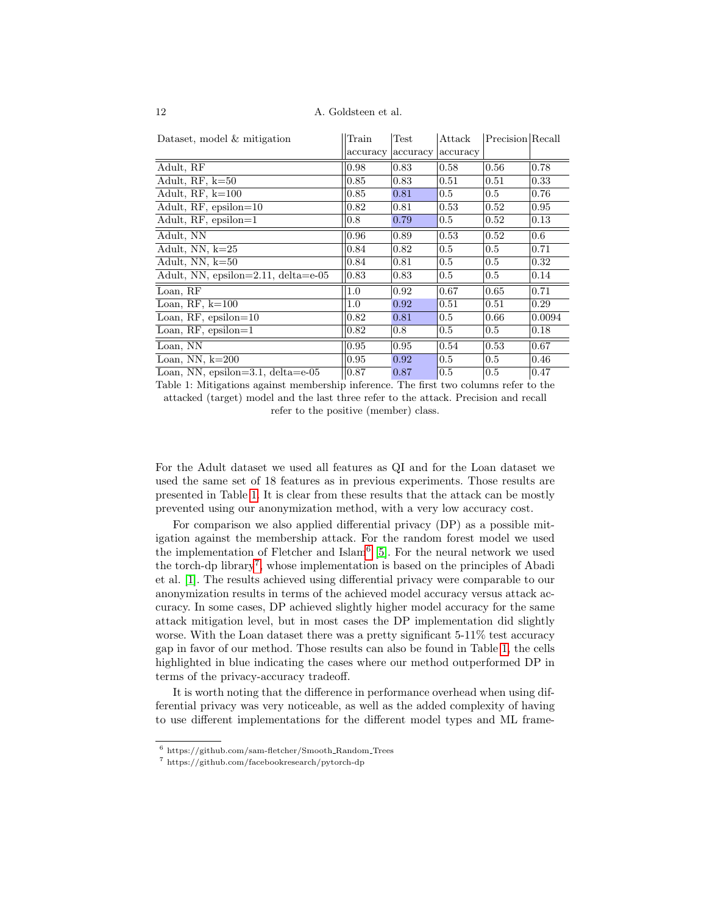| Dataset, model & mitigation | Train accuracy | Test accuracy | Attack accuracy | Precision | Recall |
|---|---|---|---|---|---|
| Adult, RF | 0.98 | 0.83 | 0.58 | 0.56 | 0.78 |
| Adult, RF, k=50 | 0.85 | 0.83 | 0.51 | 0.51 | 0.33 |
| Adult, RF, k=100 | 0.85 | 0.81 | 0.5 | 0.5 | 0.76 |
| Adult, RF, epsilon=10 | 0.82 | 0.81 | 0.53 | 0.52 | 0.95 |
| Adult, RF, epsilon=1 | 0.8 | 0.79 | 0.5 | 0.52 | 0.13 |
| Adult, NN | 0.96 | 0.89 | 0.53 | 0.52 | 0.6 |
| Adult, NN, k=25 | 0.84 | 0.82 | 0.5 | 0.5 | 0.71 |
| Adult, NN, k=50 | 0.84 | 0.81 | 0.5 | 0.5 | 0.32 |
| Adult, NN, epsilon=2.11, delta=e-05 | 0.83 | 0.83 | 0.5 | 0.5 | 0.14 |
| Loan, RF | 1.0 | 0.92 | 0.67 | 0.65 | 0.71 |
| Loan, RF, k=100 | 1.0 | 0.92 | 0.51 | 0.51 | 0.29 |
| Loan, RF, epsilon=10 | 0.82 | 0.81 | 0.5 | 0.66 | 0.0094 |
| Loan, RF, epsilon=1 | 0.82 | 0.8 | 0.5 | 0.5 | 0.18 |
| Loan, NN | 0.95 | 0.95 | 0.54 | 0.53 | 0.67 |
| Loan, NN, k=200 | 0.95 | 0.92 | 0.5 | 0.5 | 0.46 |
| Loan, NN, epsilon=3.1, delta=e-05 | 0.87 | 0.87 | 0.5 | 0.5 | 0.47 |

Table 1: Mitigations against membership inference. The first two columns refer to the attacked (target) model and the last three refer to the attack. Precision and recall refer to the positive (member) class.

For the Adult dataset we used all features as QI and for the Loan dataset we used the same set of 18 features as in previous experiments. Those results are presented in Table 1. It is clear from these results that the attack can be mostly prevented using our anonymization method, with a very low accuracy cost.

For comparison we also applied differential privacy (DP) as a possible mitigation against the membership attack. For the random forest model we used the implementation of Fletcher and Islam[6] [5]. For the neural network we used the torch-dp library[7], whose implementation is based on the principles of Abadi et al. [1]. The results achieved using differential privacy were comparable to our anonymization results in terms of the achieved model accuracy versus attack accuracy. In some cases, DP achieved slightly higher model accuracy for the same attack mitigation level, but in most cases the DP implementation did slightly worse. With the Loan dataset there was a pretty significant 5-11% test accuracy gap in favor of our method. Those results can also be found in Table 1, the cells highlighted in blue indicating the cases where our method outperformed DP in terms of the privacy-accuracy tradeoff.

It is worth noting that the difference in performance overhead when using differential privacy was very noticeable, as well as the added complexity of having to use different implementations for the different model types and ML frame-

[6] https://github.com/sam-fletcher/Smooth_Random_Trees

[7] https://github.com/facebookresearch/pytorch-dp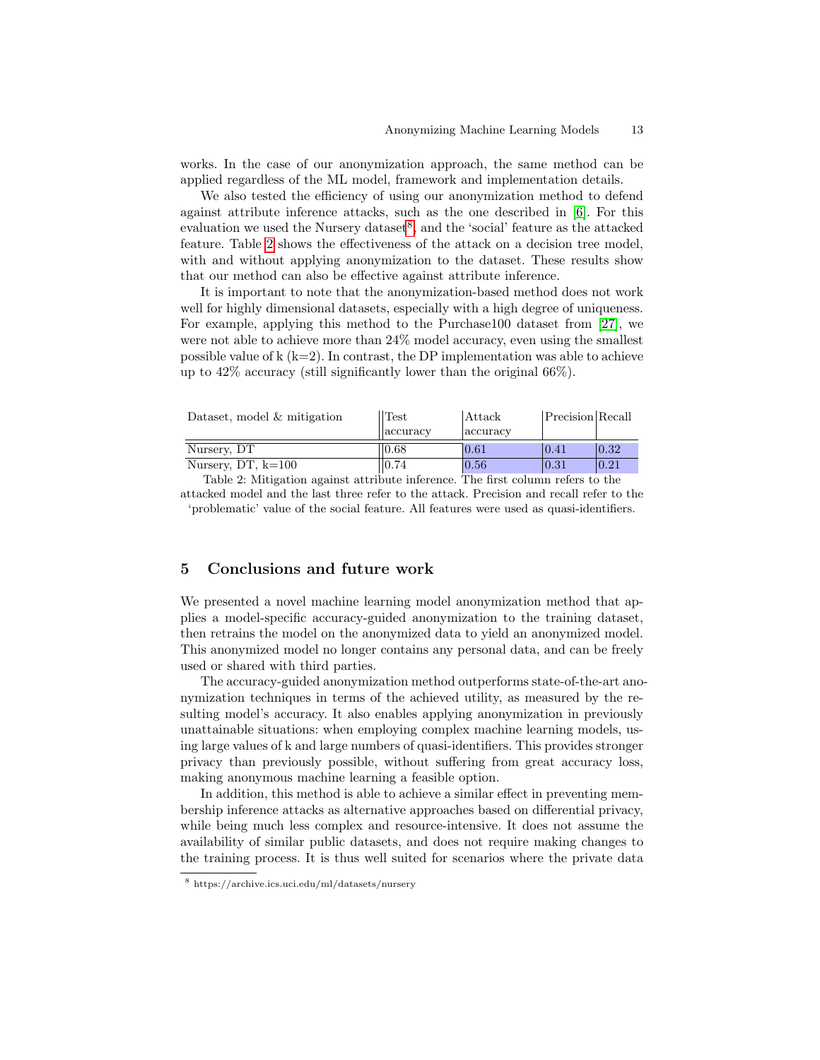works. In the case of our anonymization approach, the same method can be applied regardless of the ML model, framework and implementation details.

We also tested the efficiency of using our anonymization method to defend against attribute inference attacks, such as the one described in [6]. For this evaluation we used the Nursery dataset[8], and the 'social' feature as the attacked feature. Table 2 shows the effectiveness of the attack on a decision tree model, with and without applying anonymization to the dataset. These results show that our method can also be effective against attribute inference.

It is important to note that the anonymization-based method does not work well for highly dimensional datasets, especially with a high degree of uniqueness. For example, applying this method to the Purchase100 dataset from [27], we were not able to achieve more than 24% model accuracy, even using the smallest possible value of k (k=2). In contrast, the DP implementation was able to achieve up to 42% accuracy (still significantly lower than the original 66%).

| Dataset, model & mitigation | Test accuracy | Attack accuracy | Precision | Recall |
|---|---|---|---|---|
| Nursery, DT | 0.68 | 0.61 | 0.41 | 0.32 |
| Nursery, DT, k=100 | 0.74 | 0.56 | 0.31 | 0.21 |

Table 2: Mitigation against attribute inference. The first column refers to the attacked model and the last three refer to the attack. Precision and recall refer to the 'problematic' value of the social feature. All features were used as quasi-identifiers.

## 5 Conclusions and future work

We presented a novel machine learning model anonymization method that applies a model-specific accuracy-guided anonymization to the training dataset, then retrains the model on the anonymized data to yield an anonymized model. This anonymized model no longer contains any personal data, and can be freely used or shared with third parties.

The accuracy-guided anonymization method outperforms state-of-the-art anonymization techniques in terms of the achieved utility, as measured by the resulting model's accuracy. It also enables applying anonymization in previously unattainable situations: when employing complex machine learning models, using large values of k and large numbers of quasi-identifiers. This provides stronger privacy than previously possible, without suffering from great accuracy loss, making anonymous machine learning a feasible option.

In addition, this method is able to achieve a similar effect in preventing membership inference attacks as alternative approaches based on differential privacy, while being much less complex and resource-intensive. It does not assume the availability of similar public datasets, and does not require making changes to the training process. It is thus well suited for scenarios where the private data

[8] https://archive.ics.uci.edu/ml/datasets/nursery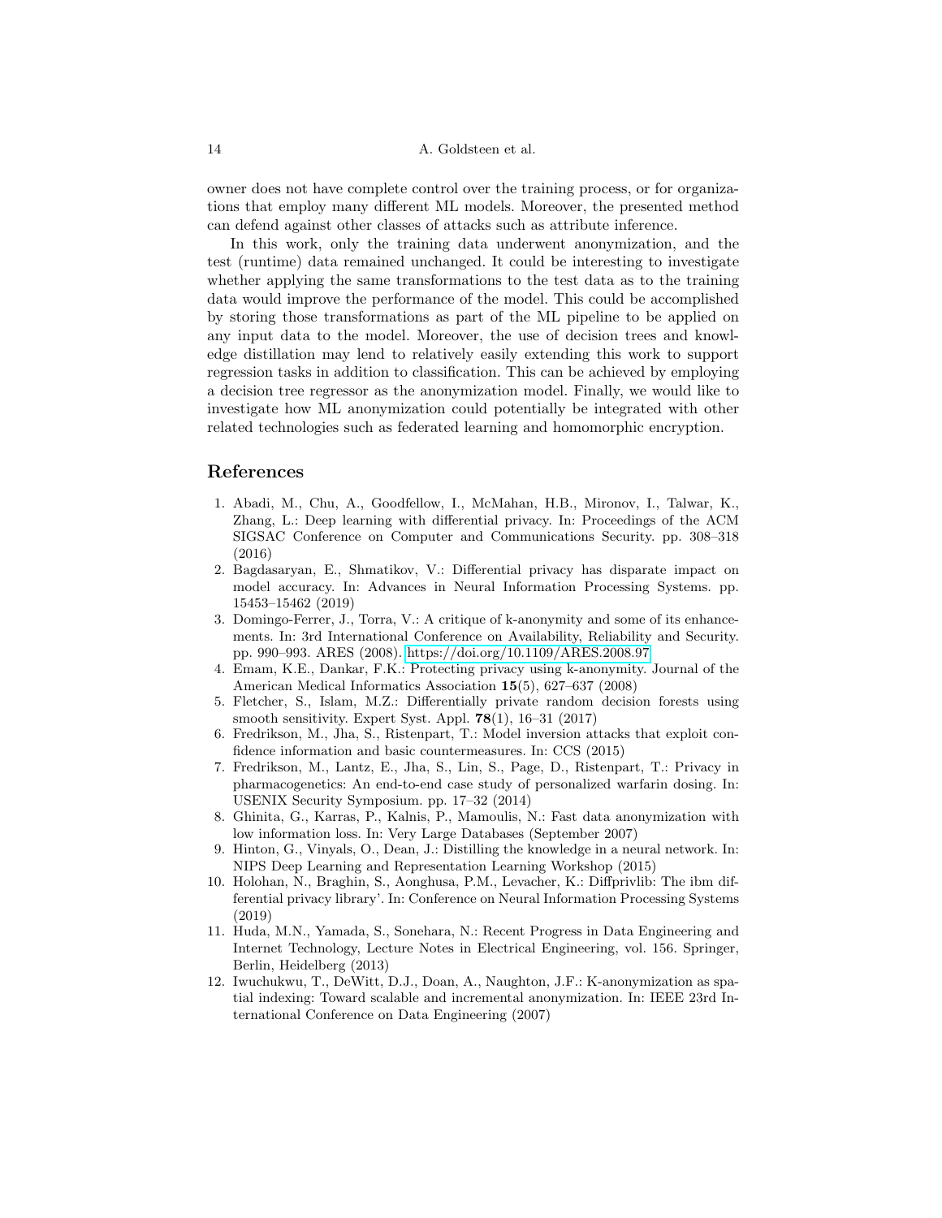owner does not have complete control over the training process, or for organizations that employ many different ML models. Moreover, the presented method can defend against other classes of attacks such as attribute inference.

In this work, only the training data underwent anonymization, and the test (runtime) data remained unchanged. It could be interesting to investigate whether applying the same transformations to the test data as to the training data would improve the performance of the model. This could be accomplished by storing those transformations as part of the ML pipeline to be applied on any input data to the model. Moreover, the use of decision trees and knowledge distillation may lend to relatively easily extending this work to support regression tasks in addition to classification. This can be achieved by employing a decision tree regressor as the anonymization model. Finally, we would like to investigate how ML anonymization could potentially be integrated with other related technologies such as federated learning and homomorphic encryption.

## References

1. Abadi, M., Chu, A., Goodfellow, I., McMahan, H.B., Mironov, I., Talwar, K., Zhang, L.: Deep learning with differential privacy. In: Proceedings of the ACM SIGSAC Conference on Computer and Communications Security. pp. 308–318 (2016)
2. Bagdasaryan, E., Shmatikov, V.: Differential privacy has disparate impact on model accuracy. In: Advances in Neural Information Processing Systems. pp. 15453–15462 (2019)
3. Domingo-Ferrer, J., Torra, V.: A critique of k-anonymity and some of its enhancements. In: 3rd International Conference on Availability, Reliability and Security. pp. 990–993. ARES (2008). https://doi.org/10.1109/ARES.2008.97
4. Emam, K.E., Dankar, F.K.: Protecting privacy using k-anonymity. Journal of the American Medical Informatics Association **15**(5), 627–637 (2008)
5. Fletcher, S., Islam, M.Z.: Differentially private random decision forests using smooth sensitivity. Expert Syst. Appl. **78**(1), 16–31 (2017)
6. Fredrikson, M., Jha, S., Ristenpart, T.: Model inversion attacks that exploit confidence information and basic countermeasures. In: CCS (2015)
7. Fredrikson, M., Lantz, E., Jha, S., Lin, S., Page, D., Ristenpart, T.: Privacy in pharmacogenetics: An end-to-end case study of personalized warfarin dosing. In: USENIX Security Symposium. pp. 17–32 (2014)
8. Ghinita, G., Karras, P., Kalnis, P., Mamoulis, N.: Fast data anonymization with low information loss. In: Very Large Databases (September 2007)
9. Hinton, G., Vinyals, O., Dean, J.: Distilling the knowledge in a neural network. In: NIPS Deep Learning and Representation Learning Workshop (2015)
10. Holohan, N., Braghin, S., Aonghusa, P.M., Levacher, K.: Diffprivlib: The ibm differential privacy library'. In: Conference on Neural Information Processing Systems (2019)
11. Huda, M.N., Yamada, S., Sonehara, N.: Recent Progress in Data Engineering and Internet Technology, Lecture Notes in Electrical Engineering, vol. 156. Springer, Berlin, Heidelberg (2013)
12. Iwuchukwu, T., DeWitt, D.J., Doan, A., Naughton, J.F.: K-anonymization as spatial indexing: Toward scalable and incremental anonymization. In: IEEE 23rd International Conference on Data Engineering (2007)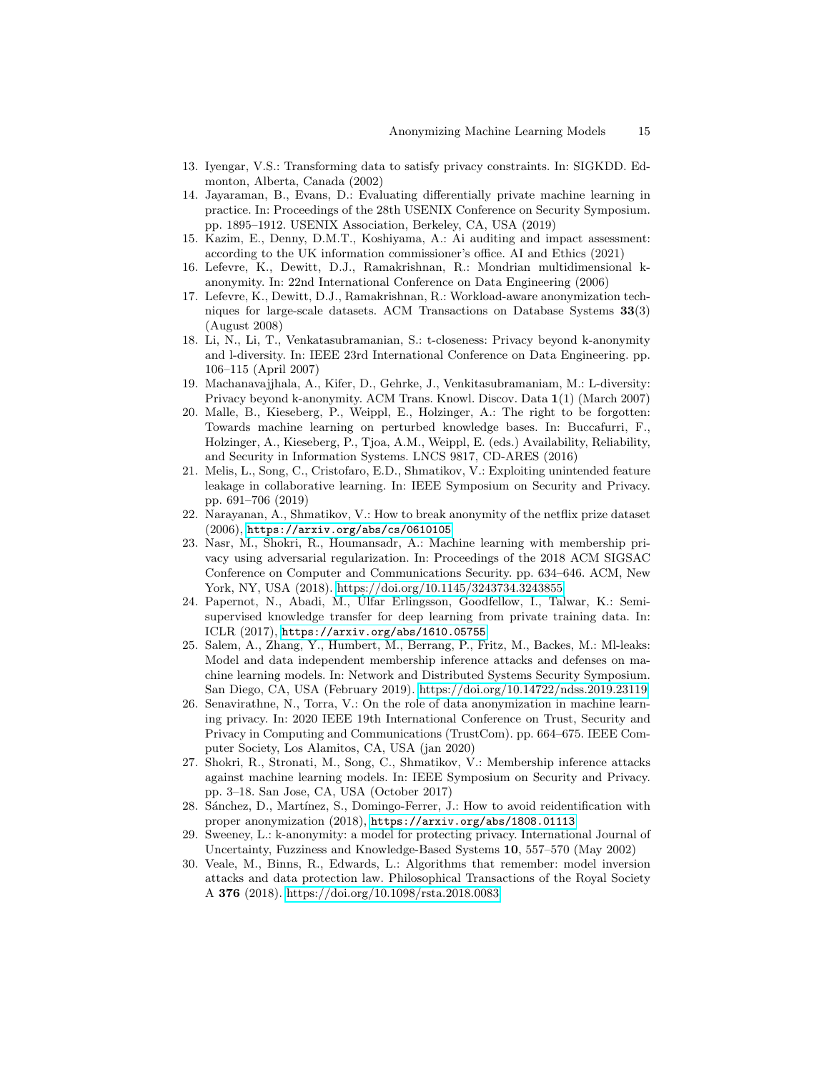13. Iyengar, V.S.: Transforming data to satisfy privacy constraints. In: SIGKDD. Edmonton, Alberta, Canada (2002)
14. Jayaraman, B., Evans, D.: Evaluating differentially private machine learning in practice. In: Proceedings of the 28th USENIX Conference on Security Symposium. pp. 1895–1912. USENIX Association, Berkeley, CA, USA (2019)
15. Kazim, E., Denny, D.M.T., Koshiyama, A.: Ai auditing and impact assessment: according to the UK information commissioner's office. AI and Ethics (2021)
16. Lefevre, K., Dewitt, D.J., Ramakrishnan, R.: Mondrian multidimensional k-anonymity. In: 22nd International Conference on Data Engineering (2006)
17. Lefevre, K., Dewitt, D.J., Ramakrishnan, R.: Workload-aware anonymization techniques for large-scale datasets. ACM Transactions on Database Systems **33**(3) (August 2008)
18. Li, N., Li, T., Venkatasubramanian, S.: t-closeness: Privacy beyond k-anonymity and l-diversity. In: IEEE 23rd International Conference on Data Engineering. pp. 106–115 (April 2007)
19. Machanavajjhala, A., Kifer, D., Gehrke, J., Venkitasubramaniam, M.: L-diversity: Privacy beyond k-anonymity. ACM Trans. Knowl. Discov. Data **1**(1) (March 2007)
20. Malle, B., Kieseberg, P., Weippl, E., Holzinger, A.: The right to be forgotten: Towards machine learning on perturbed knowledge bases. In: Buccafurri, F., Holzinger, A., Kieseberg, P., Tjoa, A.M., Weippl, E. (eds.) Availability, Reliability, and Security in Information Systems. LNCS 9817, CD-ARES (2016)
21. Melis, L., Song, C., Cristofaro, E.D., Shmatikov, V.: Exploiting unintended feature leakage in collaborative learning. In: IEEE Symposium on Security and Privacy. pp. 691–706 (2019)
22. Narayanan, A., Shmatikov, V.: How to break anonymity of the netflix prize dataset (2006), `https://arxiv.org/abs/cs/0610105`
23. Nasr, M., Shokri, R., Houmansadr, A.: Machine learning with membership privacy using adversarial regularization. In: Proceedings of the 2018 ACM SIGSAC Conference on Computer and Communications Security. pp. 634–646. ACM, New York, NY, USA (2018). https://doi.org/10.1145/3243734.3243855
24. Papernot, N., Abadi, M., Úlfar Erlingsson, Goodfellow, I., Talwar, K.: Semi-supervised knowledge transfer for deep learning from private training data. In: ICLR (2017), `https://arxiv.org/abs/1610.05755`
25. Salem, A., Zhang, Y., Humbert, M., Berrang, P., Fritz, M., Backes, M.: Ml-leaks: Model and data independent membership inference attacks and defenses on machine learning models. In: Network and Distributed Systems Security Symposium. San Diego, CA, USA (February 2019). https://doi.org/10.14722/ndss.2019.23119
26. Senavirathne, N., Torra, V.: On the role of data anonymization in machine learning privacy. In: 2020 IEEE 19th International Conference on Trust, Security and Privacy in Computing and Communications (TrustCom). pp. 664–675. IEEE Computer Society, Los Alamitos, CA, USA (jan 2020)
27. Shokri, R., Stronati, M., Song, C., Shmatikov, V.: Membership inference attacks against machine learning models. In: IEEE Symposium on Security and Privacy. pp. 3–18. San Jose, CA, USA (October 2017)
28. Sánchez, D., Martínez, S., Domingo-Ferrer, J.: How to avoid reidentification with proper anonymization (2018), `https://arxiv.org/abs/1808.01113`
29. Sweeney, L.: k-anonymity: a model for protecting privacy. International Journal of Uncertainty, Fuzziness and Knowledge-Based Systems **10**, 557–570 (May 2002)
30. Veale, M., Binns, R., Edwards, L.: Algorithms that remember: model inversion attacks and data protection law. Philosophical Transactions of the Royal Society A **376** (2018). https://doi.org/10.1098/rsta.2018.0083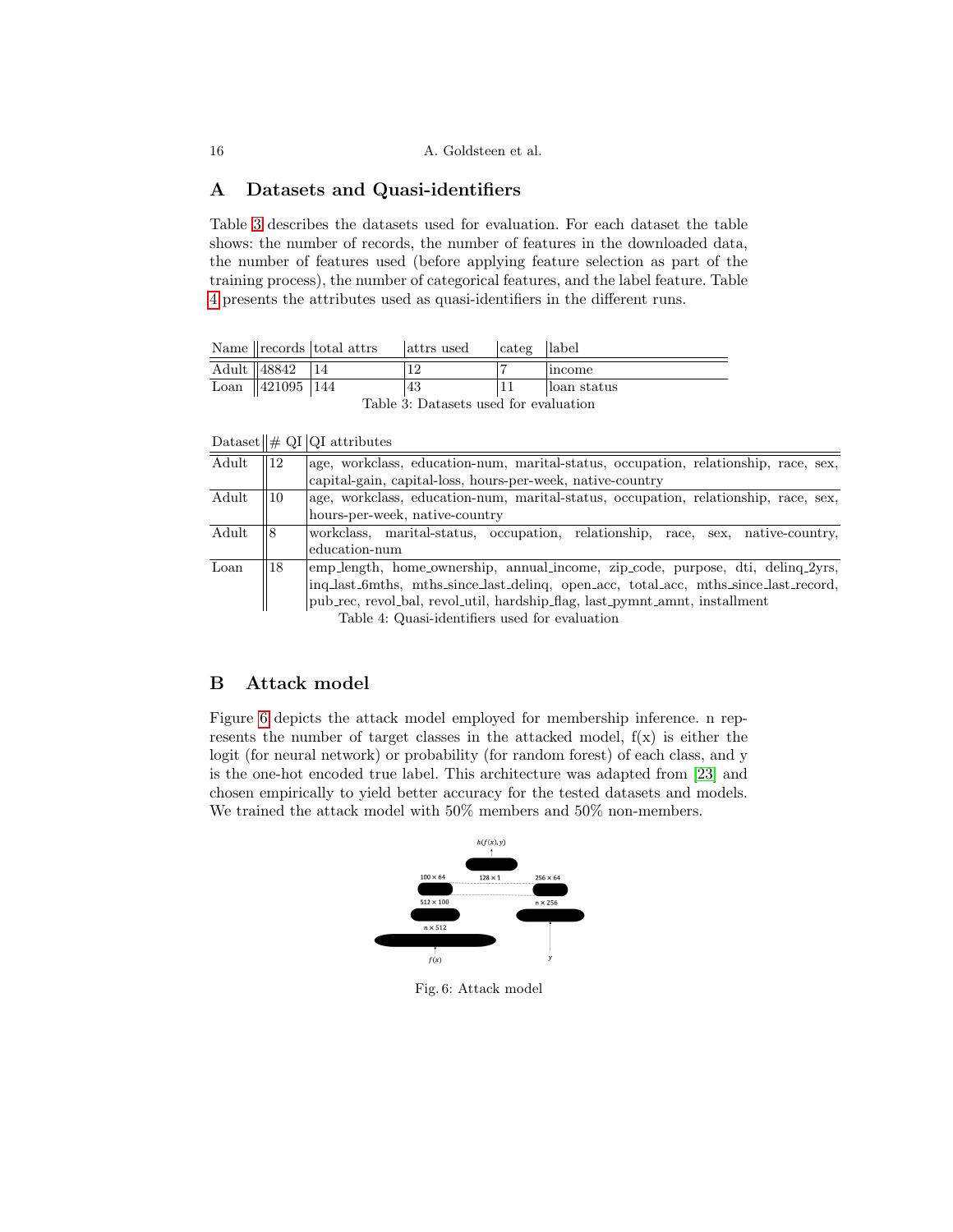## A Datasets and Quasi-identifiers

Table 3 describes the datasets used for evaluation. For each dataset the table shows: the number of records, the number of features in the downloaded data, the number of features used (before applying feature selection as part of the training process), the number of categorical features, and the label feature. Table 4 presents the attributes used as quasi-identifiers in the different runs.

| Name | records | total attrs | attrs used | categ | label |
|---|---|---|---|---|---|
| Adult | 48842 | 14 | 12 | 7 | income |
| Loan | 421095 | 144 | 43 | 11 | loan status |

Table 3: Datasets used for evaluation

| Dataset | # QI | QI attributes |
|---|---|---|
| Adult | 12 | age, workclass, education-num, marital-status, occupation, relationship, race, sex, capital-gain, capital-loss, hours-per-week, native-country |
| Adult | 10 | age, workclass, education-num, marital-status, occupation, relationship, race, sex, hours-per-week, native-country |
| Adult | 8 | workclass, marital-status, occupation, relationship, race, sex, native-country, education-num |
| Loan | 18 | emp_length, home_ownership, annual_income, zip_code, purpose, dti, delinq_2yrs, inq_last_6mths, mths_since_last_delinq, open_acc, total_acc, mths_since_last_record, pub_rec, revol_bal, revol_util, hardship_flag, last_pymnt_amnt, installment |

Table 4: Quasi-identifiers used for evaluation

## B Attack model

Figure 6 depicts the attack model employed for membership inference. n represents the number of target classes in the attacked model, f(x) is either the logit (for neural network) or probability (for random forest) of each class, and y is the one-hot encoded true label. This architecture was adapted from [23] and chosen empirically to yield better accuracy for the tested datasets and models. We trained the attack model with 50% members and 50% non-members.

$h(f(x), y)$

128 × 1

100 × 64

256 × 64

512 × 100

n × 256

n × 512

$f(x)$

$y$

Fig. 6: Attack model